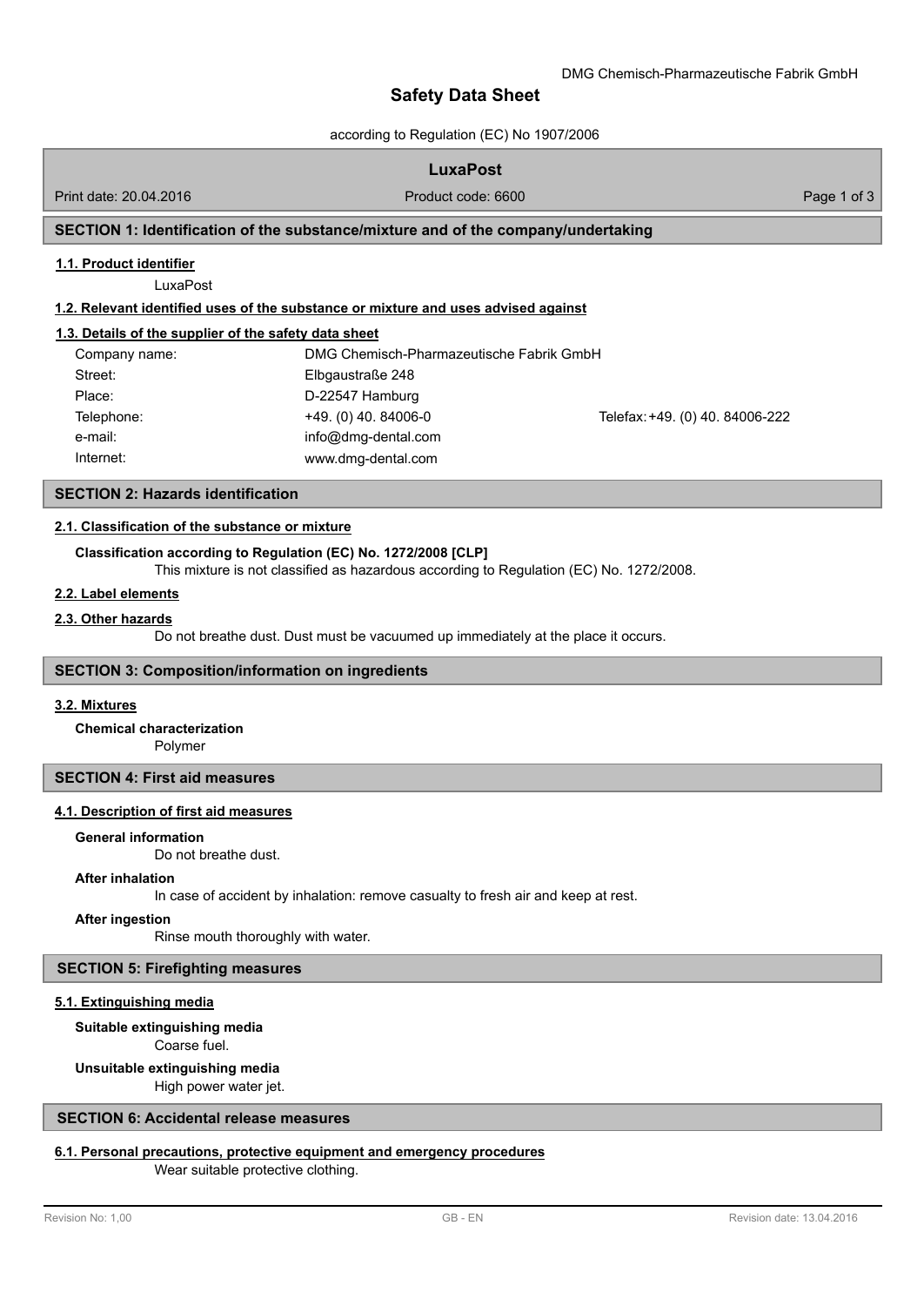# Safety Data Sheet

according to Regulation (EC) No 1907/2006

**LuxaPost**

Print date: 20.04.2016 | Product code: 6600

## SECTION 1: Identification of the substance/mixture and of the company/undertaking

### 1.1. Product identifier

LuxaPost

### 1.2. Relevant identified uses of the substance or mixture and uses advised against

### 1.3. Details of the supplier of the safety data sheet

| | | |
|---|---|---|
| Company name: | DMG Chemisch-Pharmazeutische Fabrik GmbH | |
| Street: | Elbgaustraße 248 | |
| Place: | D-22547 Hamburg | |
| Telephone: | +49. (0) 40. 84006-0 | Telefax: +49. (0) 40. 84006-222 |
| e-mail: | info@dmg-dental.com | |
| Internet: | www.dmg-dental.com | |

## SECTION 2: Hazards identification

### 2.1. Classification of the substance or mixture

**Classification according to Regulation (EC) No. 1272/2008 [CLP]**

This mixture is not classified as hazardous according to Regulation (EC) No. 1272/2008.

### 2.2. Label elements

### 2.3. Other hazards

Do not breathe dust. Dust must be vacuumed up immediately at the place it occurs.

## SECTION 3: Composition/information on ingredients

### 3.2. Mixtures

**Chemical characterization**

Polymer

## SECTION 4: First aid measures

### 4.1. Description of first aid measures

**General information**

Do not breathe dust.

**After inhalation**

In case of accident by inhalation: remove casualty to fresh air and keep at rest.

**After ingestion**

Rinse mouth thoroughly with water.

## SECTION 5: Firefighting measures

### 5.1. Extinguishing media

**Suitable extinguishing media**

Coarse fuel.

**Unsuitable extinguishing media**

High power water jet.

## SECTION 6: Accidental release measures

### 6.1. Personal precautions, protective equipment and emergency procedures

Wear suitable protective clothing.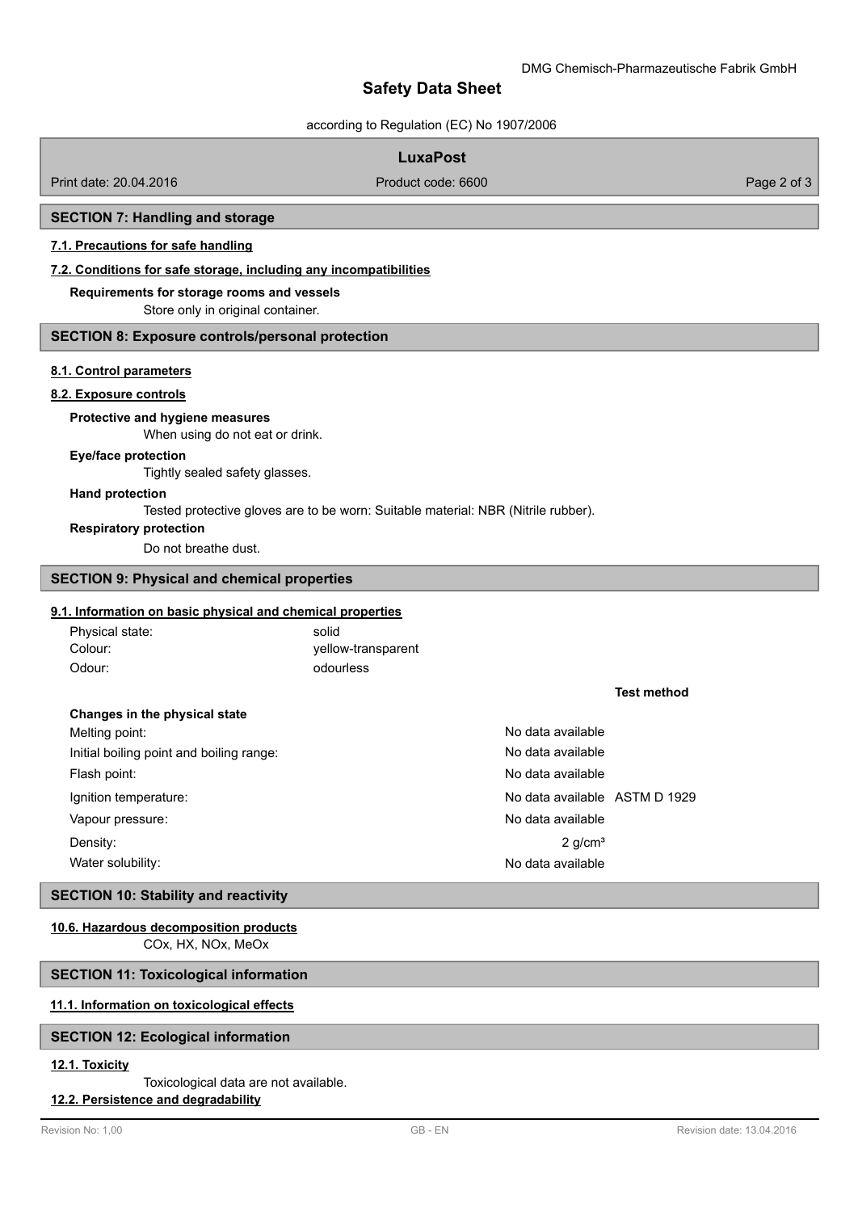## SECTION 7: Handling and storage

### 7.1. Precautions for safe handling

### 7.2. Conditions for safe storage, including any incompatibilities

**Requirements for storage rooms and vessels**

Store only in original container.

## SECTION 8: Exposure controls/personal protection

### 8.1. Control parameters

### 8.2. Exposure controls

**Protective and hygiene measures**

When using do not eat or drink.

**Eye/face protection**

Tightly sealed safety glasses.

**Hand protection**

Tested protective gloves are to be worn: Suitable material: NBR (Nitrile rubber).

**Respiratory protection**

Do not breathe dust.

## SECTION 9: Physical and chemical properties

### 9.1. Information on basic physical and chemical properties

| | |
|---|---|
| Physical state: | solid |
| Colour: | yellow-transparent |
| Odour: | odourless |

| | | Test method |
|---|---|---|
| **Changes in the physical state** | | |
| Melting point: | No data available | |
| Initial boiling point and boiling range: | No data available | |
| Flash point: | No data available | |
| Ignition temperature: | No data available | ASTM D 1929 |
| Vapour pressure: | No data available | |
| Density: | 2 g/cm³ | |
| Water solubility: | No data available | |

## SECTION 10: Stability and reactivity

### 10.6. Hazardous decomposition products

COx, HX, NOx, MeOx

## SECTION 11: Toxicological information

### 11.1. Information on toxicological effects

## SECTION 12: Ecological information

### 12.1. Toxicity

Toxicological data are not available.

### 12.2. Persistence and degradability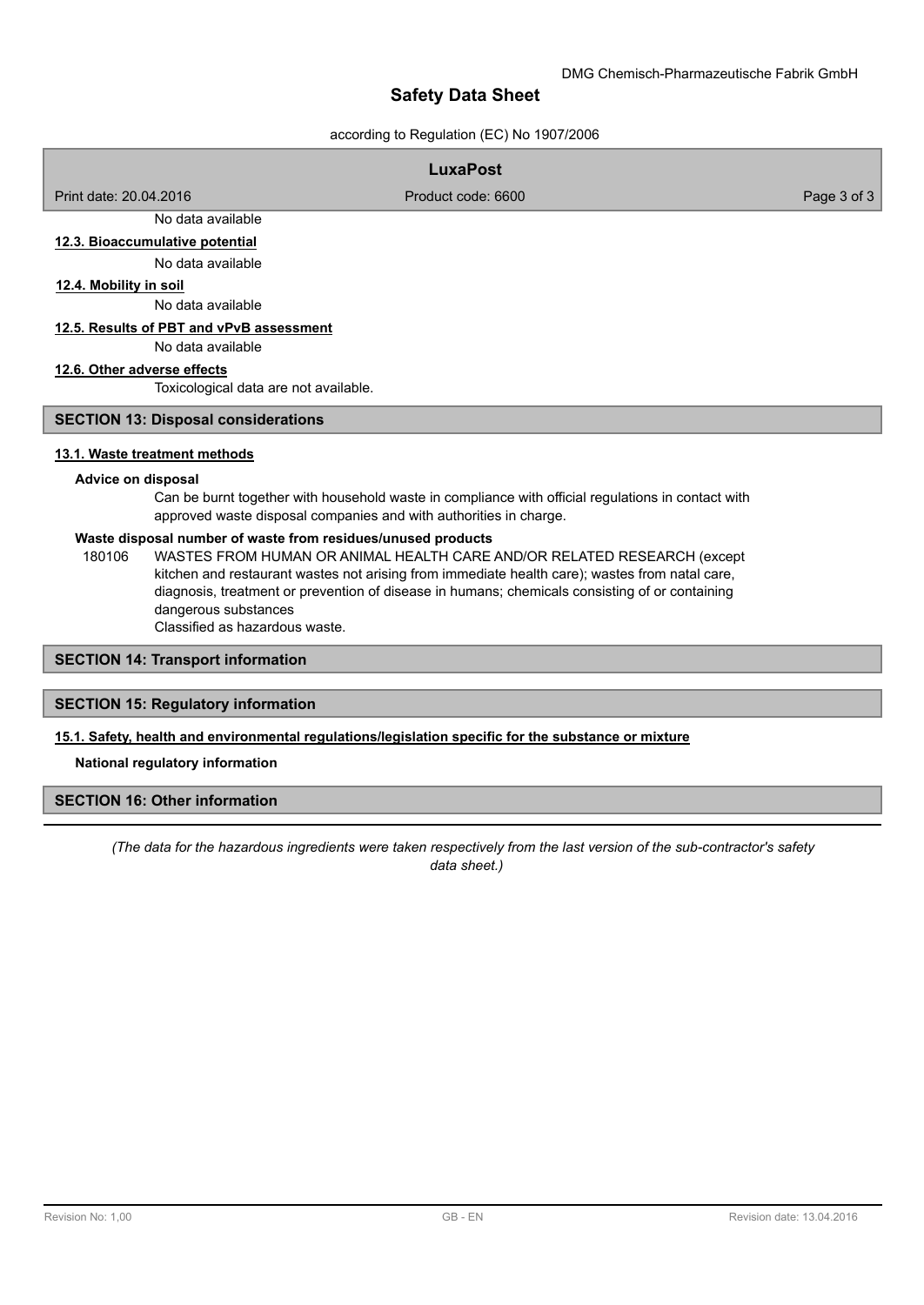No data available

**12.3. Bioaccumulative potential**

No data available

**12.4. Mobility in soil**

No data available

**12.5. Results of PBT and vPvB assessment**

No data available

**12.6. Other adverse effects**

Toxicological data are not available.

## SECTION 13: Disposal considerations

**13.1. Waste treatment methods**

**Advice on disposal**

Can be burnt together with household waste in compliance with official regulations in contact with approved waste disposal companies and with authorities in charge.

**Waste disposal number of waste from residues/unused products**

180106 WASTES FROM HUMAN OR ANIMAL HEALTH CARE AND/OR RELATED RESEARCH (except kitchen and restaurant wastes not arising from immediate health care); wastes from natal care, diagnosis, treatment or prevention of disease in humans; chemicals consisting of or containing dangerous substances
Classified as hazardous waste.

## SECTION 14: Transport information

## SECTION 15: Regulatory information

**15.1. Safety, health and environmental regulations/legislation specific for the substance or mixture**

**National regulatory information**

## SECTION 16: Other information

*(The data for the hazardous ingredients were taken respectively from the last version of the sub-contractor's safety data sheet.)*